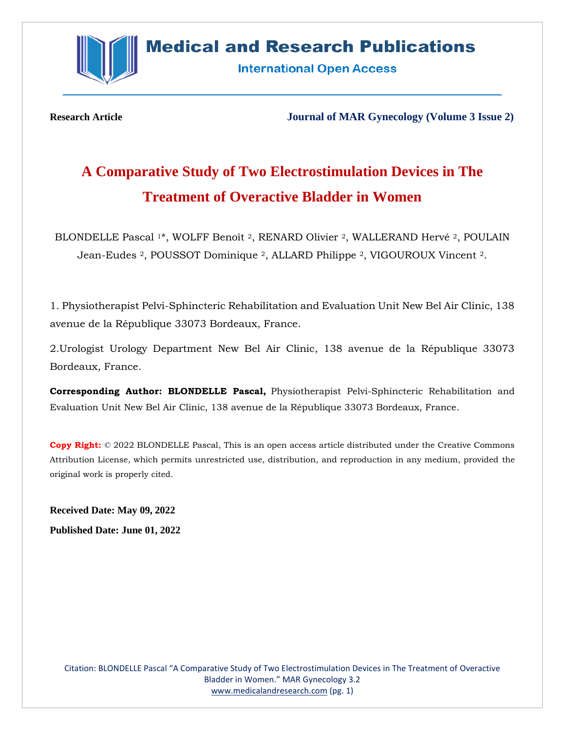**Research Article**

**Journal of MAR Gynecology (Volume 3 Issue 2)**

# A Comparative Study of Two Electrostimulation Devices in The Treatment of Overactive Bladder in Women

BLONDELLE Pascal [1]*, WOLFF Benoît [2], RENARD Olivier [2], WALLERAND Hervé [2], POULAIN Jean-Eudes [2], POUSSOT Dominique [2], ALLARD Philippe [2], VIGOUROUX Vincent [2].

1. Physiotherapist Pelvi-Sphincteric Rehabilitation and Evaluation Unit New Bel Air Clinic, 138 avenue de la République 33073 Bordeaux, France.

2. Urologist Urology Department New Bel Air Clinic, 138 avenue de la République 33073 Bordeaux, France.

**Corresponding Author: BLONDELLE Pascal,** Physiotherapist Pelvi-Sphincteric Rehabilitation and Evaluation Unit New Bel Air Clinic, 138 avenue de la République 33073 Bordeaux, France.

**Copy Right:** © 2022 BLONDELLE Pascal, This is an open access article distributed under the Creative Commons Attribution License, which permits unrestricted use, distribution, and reproduction in any medium, provided the original work is properly cited.

**Received Date: May 09, 2022**

**Published Date: June 01, 2022**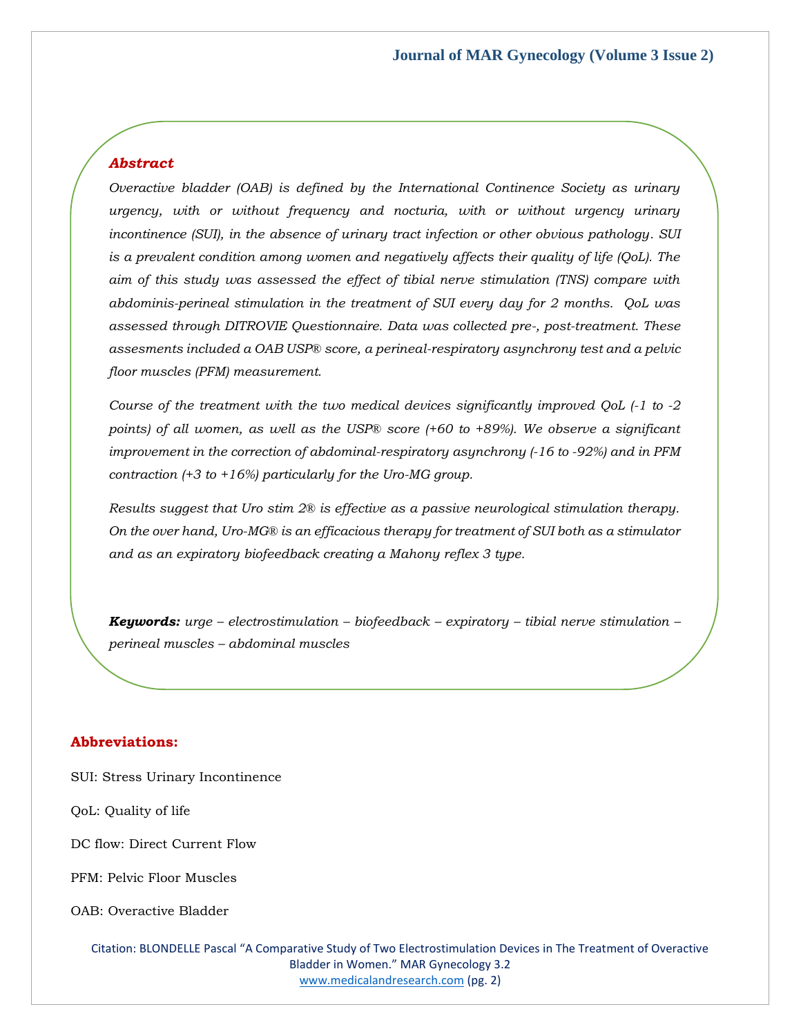## *Abstract*

*Overactive bladder (OAB) is defined by the International Continence Society as urinary urgency, with or without frequency and nocturia, with or without urgency urinary incontinence (SUI), in the absence of urinary tract infection or other obvious pathology. SUI is a prevalent condition among women and negatively affects their quality of life (QoL). The aim of this study was assessed the effect of tibial nerve stimulation (TNS) compare with abdominis-perineal stimulation in the treatment of SUI every day for 2 months. QoL was assessed through DITROVIE Questionnaire. Data was collected pre-, post-treatment. These assesments included a OAB USP® score, a perineal-respiratory asynchrony test and a pelvic floor muscles (PFM) measurement.*

*Course of the treatment with the two medical devices significantly improved QoL (-1 to -2 points) of all women, as well as the USP® score (+60 to +89%). We observe a significant improvement in the correction of abdominal-respiratory asynchrony (-16 to -92%) and in PFM contraction (+3 to +16%) particularly for the Uro-MG group.*

*Results suggest that Uro stim 2® is effective as a passive neurological stimulation therapy. On the over hand, Uro-MG® is an efficacious therapy for treatment of SUI both as a stimulator and as an expiratory biofeedback creating a Mahony reflex 3 type.*

***Keywords:*** *urge – electrostimulation – biofeedback – expiratory – tibial nerve stimulation – perineal muscles – abdominal muscles*

## Abbreviations:

SUI: Stress Urinary Incontinence

QoL: Quality of life

DC flow: Direct Current Flow

PFM: Pelvic Floor Muscles

OAB: Overactive Bladder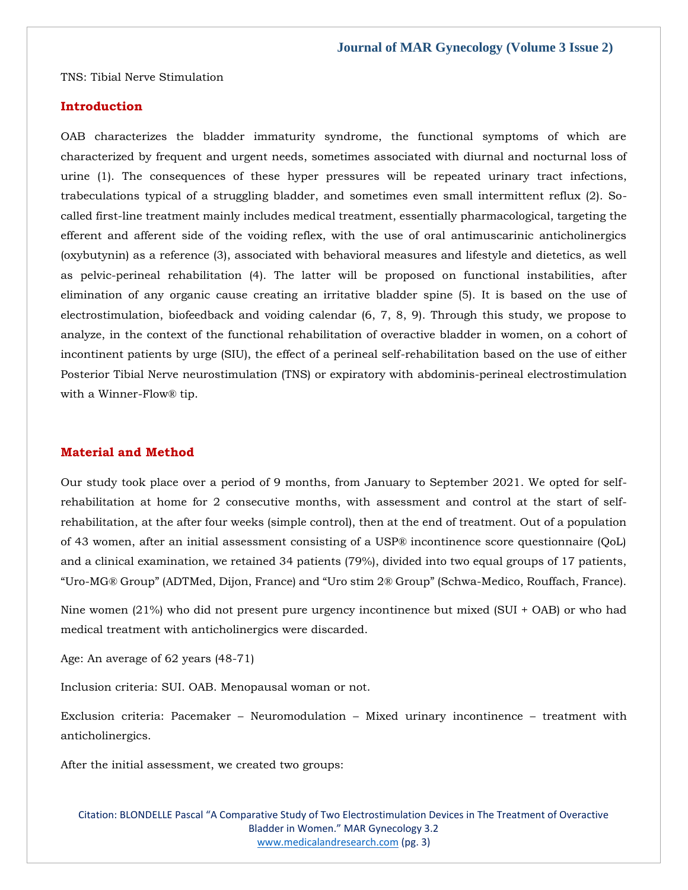TNS: Tibial Nerve Stimulation

## Introduction

OAB characterizes the bladder immaturity syndrome, the functional symptoms of which are characterized by frequent and urgent needs, sometimes associated with diurnal and nocturnal loss of urine (1). The consequences of these hyper pressures will be repeated urinary tract infections, trabeculations typical of a struggling bladder, and sometimes even small intermittent reflux (2). So-called first-line treatment mainly includes medical treatment, essentially pharmacological, targeting the efferent and afferent side of the voiding reflex, with the use of oral antimuscarinic anticholinergics (oxybutynin) as a reference (3), associated with behavioral measures and lifestyle and dietetics, as well as pelvic-perineal rehabilitation (4). The latter will be proposed on functional instabilities, after elimination of any organic cause creating an irritative bladder spine (5). It is based on the use of electrostimulation, biofeedback and voiding calendar (6, 7, 8, 9). Through this study, we propose to analyze, in the context of the functional rehabilitation of overactive bladder in women, on a cohort of incontinent patients by urge (SIU), the effect of a perineal self-rehabilitation based on the use of either Posterior Tibial Nerve neurostimulation (TNS) or expiratory with abdominis-perineal electrostimulation with a Winner-Flow® tip.

## Material and Method

Our study took place over a period of 9 months, from January to September 2021. We opted for self-rehabilitation at home for 2 consecutive months, with assessment and control at the start of self-rehabilitation, at the after four weeks (simple control), then at the end of treatment. Out of a population of 43 women, after an initial assessment consisting of a USP® incontinence score questionnaire (QoL) and a clinical examination, we retained 34 patients (79%), divided into two equal groups of 17 patients, “Uro-MG® Group” (ADTMed, Dijon, France) and “Uro stim 2® Group” (Schwa-Medico, Rouffach, France).

Nine women (21%) who did not present pure urgency incontinence but mixed (SUI + OAB) or who had medical treatment with anticholinergics were discarded.

Age: An average of 62 years (48-71)

Inclusion criteria: SUI. OAB. Menopausal woman or not.

Exclusion criteria: Pacemaker – Neuromodulation – Mixed urinary incontinence – treatment with anticholinergics.

After the initial assessment, we created two groups: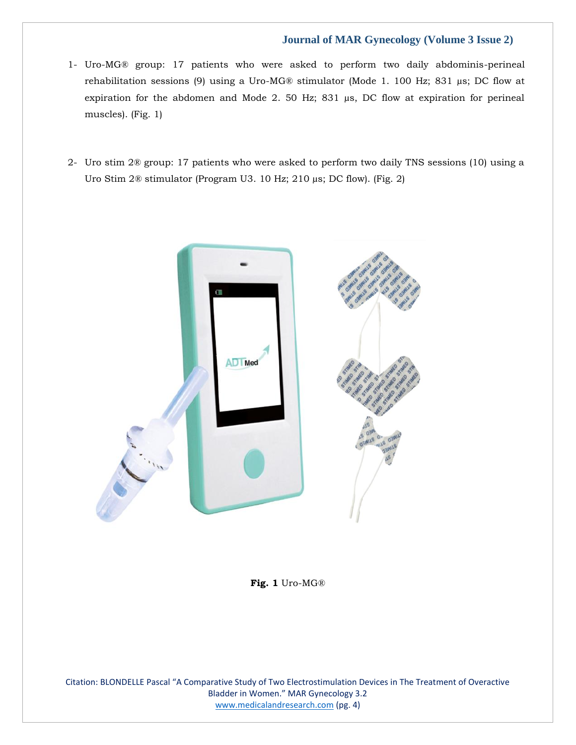1- Uro-MG® group: 17 patients who were asked to perform two daily abdominis-perineal rehabilitation sessions (9) using a Uro-MG® stimulator (Mode 1. 100 Hz; 831 µs; DC flow at expiration for the abdomen and Mode 2. 50 Hz; 831 µs, DC flow at expiration for perineal muscles). (Fig. 1)

2- Uro stim 2® group: 17 patients who were asked to perform two daily TNS sessions (10) using a Uro Stim 2® stimulator (Program U3. 10 Hz; 210 µs; DC flow). (Fig. 2)

**Fig. 1** Uro-MG®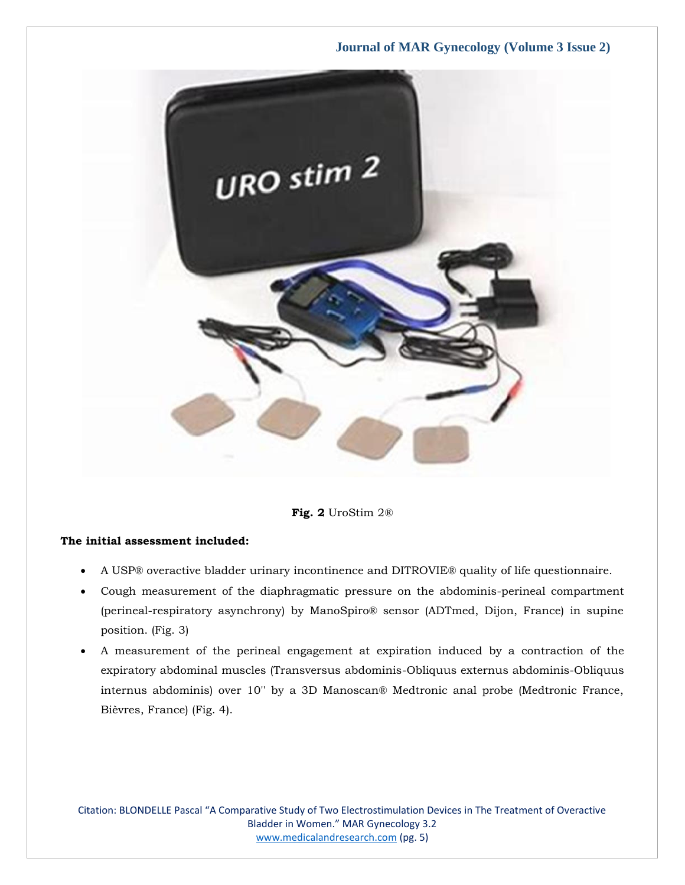**Fig. 2** UroStim 2®

**The initial assessment included:**

- A USP® overactive bladder urinary incontinence and DITROVIE® quality of life questionnaire.
- Cough measurement of the diaphragmatic pressure on the abdominis-perineal compartment (perineal-respiratory asynchrony) by ManoSpiro® sensor (ADTmed, Dijon, France) in supine position. (Fig. 3)
- A measurement of the perineal engagement at expiration induced by a contraction of the expiratory abdominal muscles (Transversus abdominis-Obliquus externus abdominis-Obliquus internus abdominis) over 10'' by a 3D Manoscan® Medtronic anal probe (Medtronic France, Bièvres, France) (Fig. 4).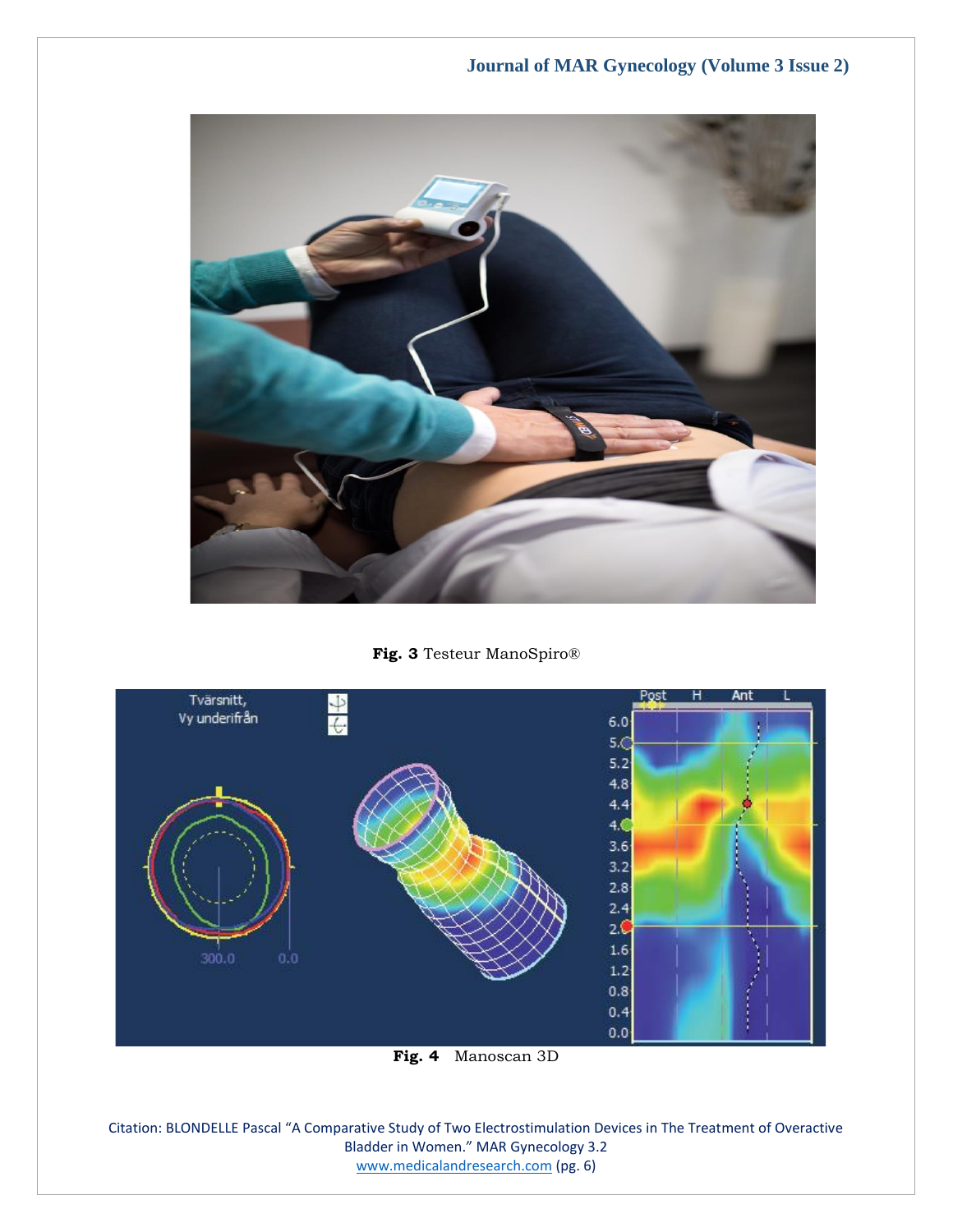**Fig. 3** Testeur ManoSpiro®

**Fig. 4** Manoscan 3D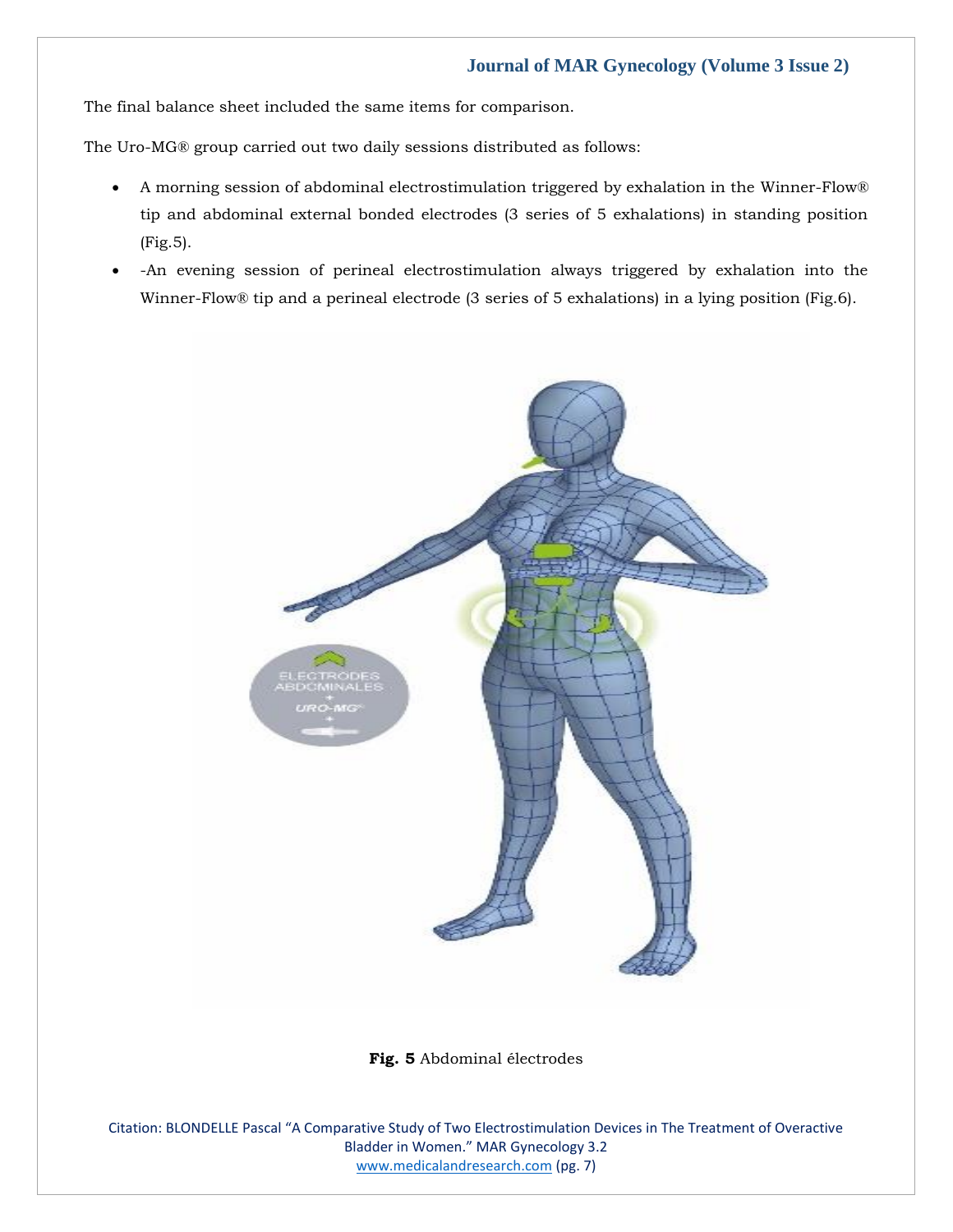The final balance sheet included the same items for comparison.

The Uro-MG® group carried out two daily sessions distributed as follows:

- A morning session of abdominal electrostimulation triggered by exhalation in the Winner-Flow® tip and abdominal external bonded electrodes (3 series of 5 exhalations) in standing position (Fig.5).
- -An evening session of perineal electrostimulation always triggered by exhalation into the Winner-Flow® tip and a perineal electrode (3 series of 5 exhalations) in a lying position (Fig.6).

**Fig. 5** Abdominal électrodes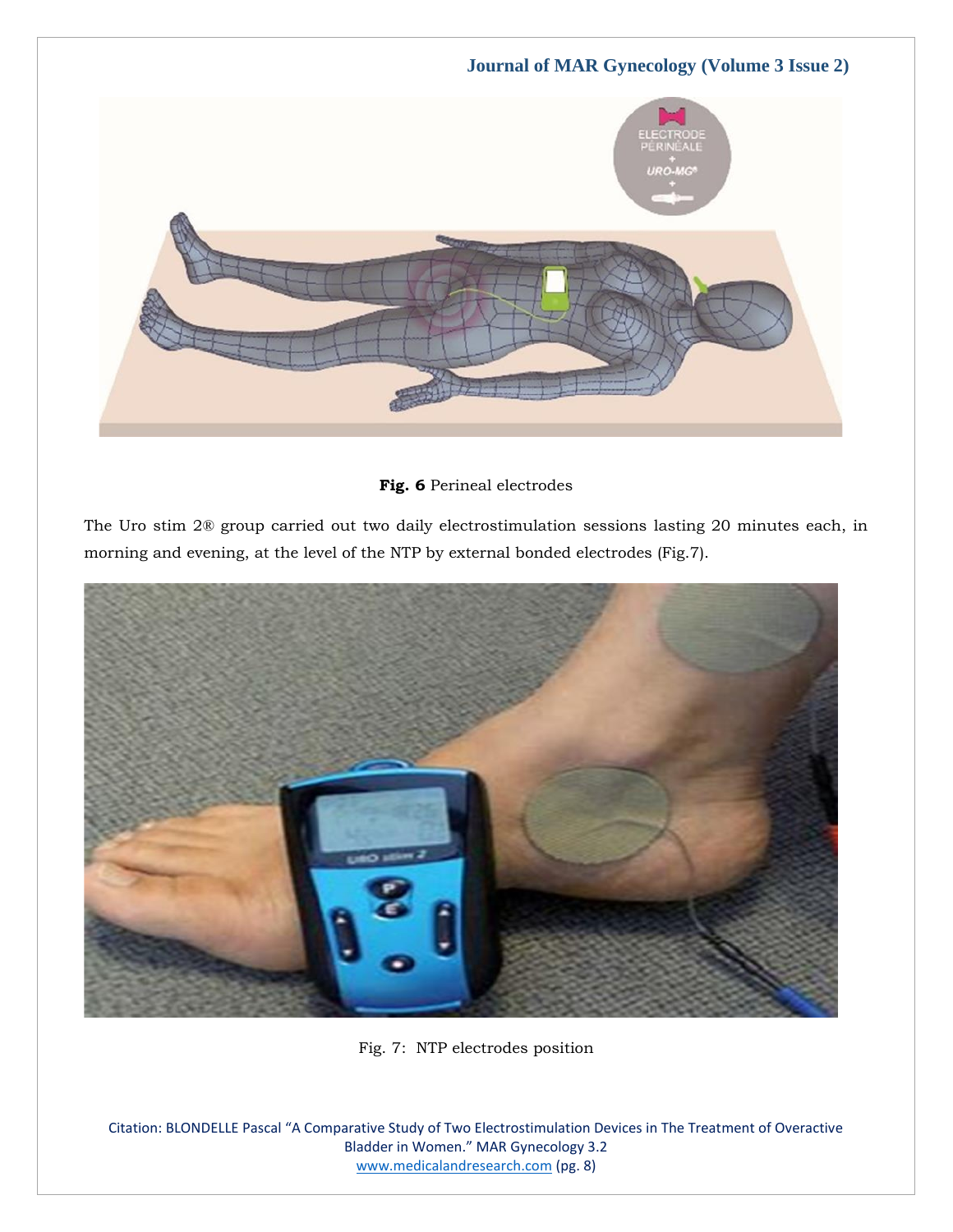**Fig. 6** Perineal electrodes

The Uro stim 2® group carried out two daily electrostimulation sessions lasting 20 minutes each, in morning and evening, at the level of the NTP by external bonded electrodes (Fig.7).

Fig. 7: NTP electrodes position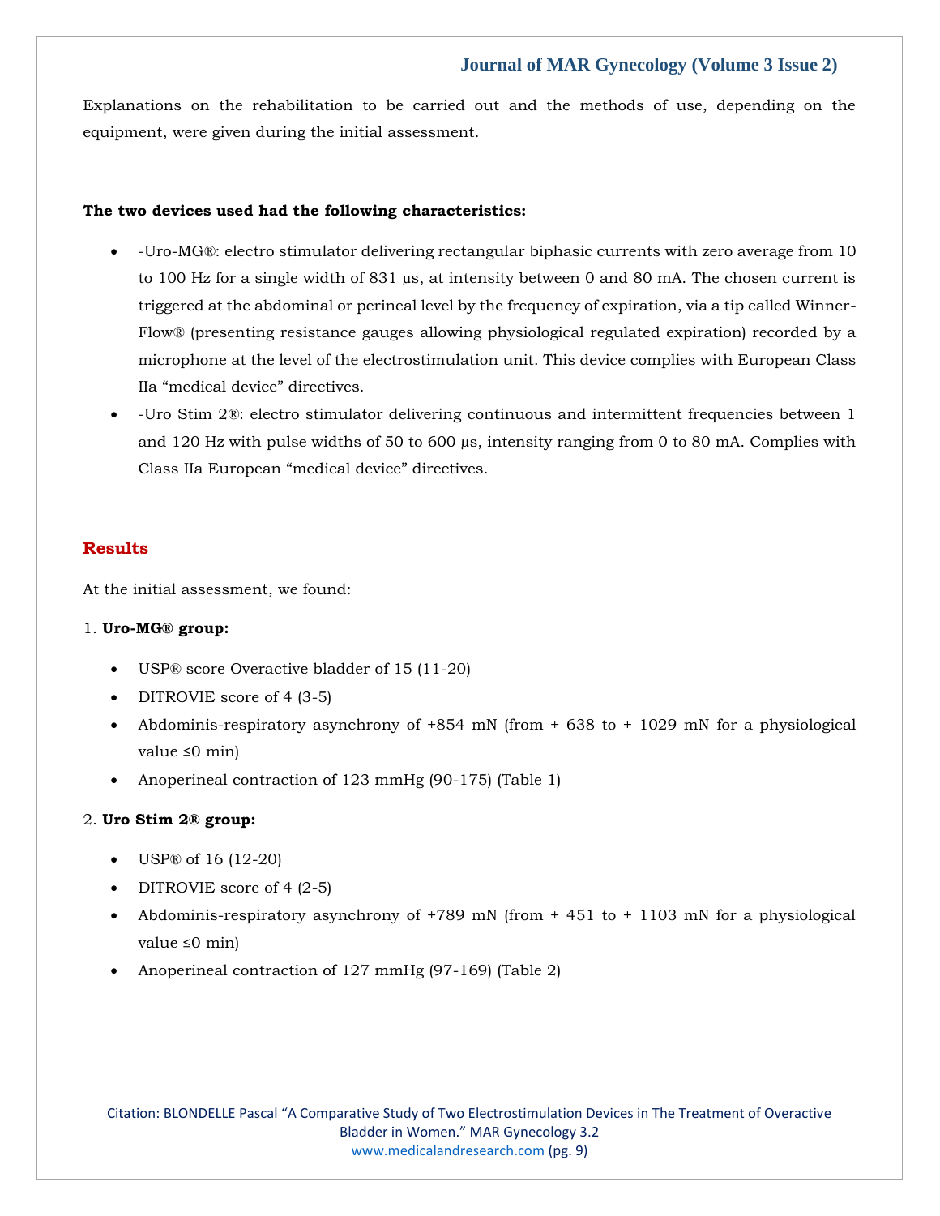Explanations on the rehabilitation to be carried out and the methods of use, depending on the equipment, were given during the initial assessment.

**The two devices used had the following characteristics:**

- -Uro-MG®: electro stimulator delivering rectangular biphasic currents with zero average from 10 to 100 Hz for a single width of 831 µs, at intensity between 0 and 80 mA. The chosen current is triggered at the abdominal or perineal level by the frequency of expiration, via a tip called Winner-Flow® (presenting resistance gauges allowing physiological regulated expiration) recorded by a microphone at the level of the electrostimulation unit. This device complies with European Class IIa "medical device" directives.
- -Uro Stim 2®: electro stimulator delivering continuous and intermittent frequencies between 1 and 120 Hz with pulse widths of 50 to 600 µs, intensity ranging from 0 to 80 mA. Complies with Class IIa European "medical device" directives.

## Results

At the initial assessment, we found:

1. **Uro-MG® group:**

- USP® score Overactive bladder of 15 (11-20)
- DITROVIE score of 4 (3-5)
- Abdominis-respiratory asynchrony of +854 mN (from + 638 to + 1029 mN for a physiological value ≤0 min)
- Anoperineal contraction of 123 mmHg (90-175) (Table 1)

2. **Uro Stim 2® group:**

- USP® of 16 (12-20)
- DITROVIE score of 4 (2-5)
- Abdominis-respiratory asynchrony of +789 mN (from + 451 to + 1103 mN for a physiological value ≤0 min)
- Anoperineal contraction of 127 mmHg (97-169) (Table 2)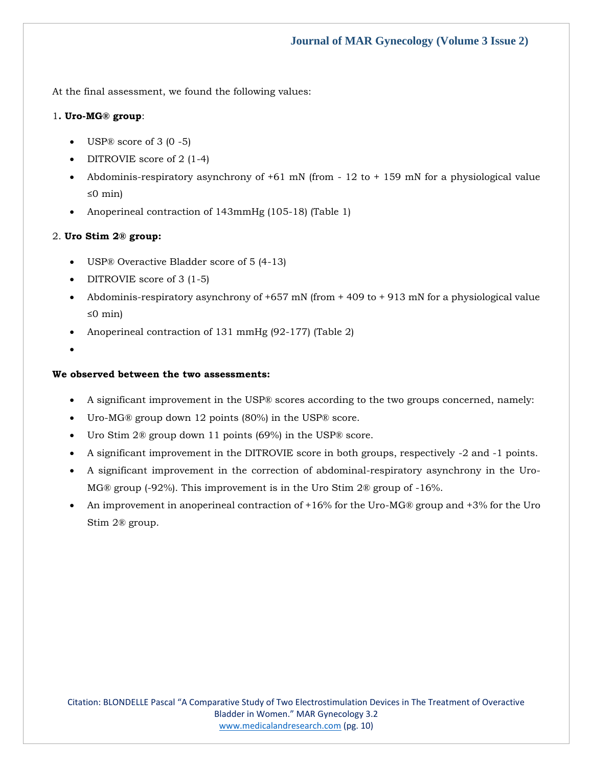At the final assessment, we found the following values:

1**. Uro-MG® group**:

- USP® score of 3 (0 -5)
- DITROVIE score of 2 (1-4)
- Abdominis-respiratory asynchrony of +61 mN (from - 12 to + 159 mN for a physiological value ≤0 min)
- Anoperineal contraction of 143mmHg (105-18) (Table 1)

2. **Uro Stim 2® group:**

- USP® Overactive Bladder score of 5 (4-13)
- DITROVIE score of 3 (1-5)
- Abdominis-respiratory asynchrony of +657 mN (from + 409 to + 913 mN for a physiological value ≤0 min)
- Anoperineal contraction of 131 mmHg (92-177) (Table 2)

**We observed between the two assessments:**

- A significant improvement in the USP® scores according to the two groups concerned, namely:
- Uro-MG® group down 12 points (80%) in the USP® score.
- Uro Stim 2® group down 11 points (69%) in the USP® score.
- A significant improvement in the DITROVIE score in both groups, respectively -2 and -1 points.
- A significant improvement in the correction of abdominal-respiratory asynchrony in the Uro-MG® group (-92%). This improvement is in the Uro Stim 2® group of -16%.
- An improvement in anoperineal contraction of +16% for the Uro-MG® group and +3% for the Uro Stim 2® group.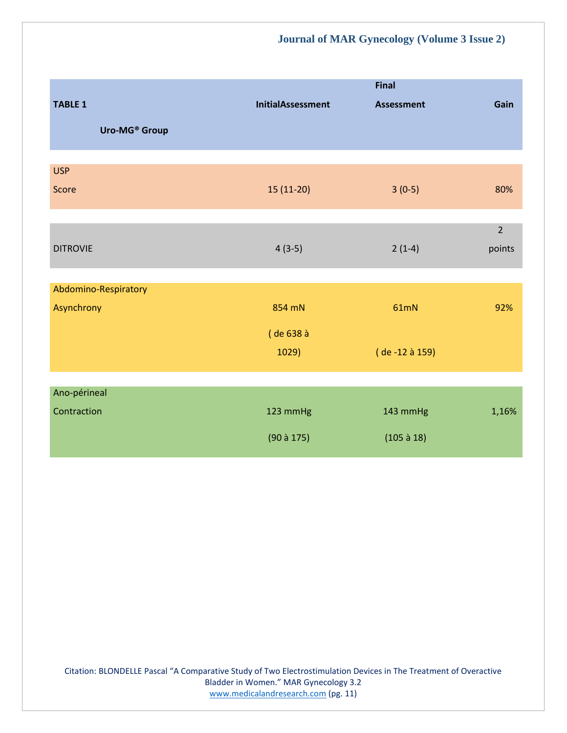| TABLE 1 Uro-MG® Group | InitialAssessment | Final Assessment | Gain |
|---|---|---|---|
| USP Score | 15 (11-20) | 3 (0-5) | 80% |
| DITROVIE | 4 (3-5) | 2 (1-4) | 2 points |
| Abdomino-Respiratory Asynchrony | 854 mN ( de 638 à 1029) | 61mN ( de -12 à 159) | 92% |
| Ano-périneal Contraction | 123 mmHg (90 à 175) | 143 mmHg (105 à 18) | 1,16% |

Citation: BLONDELLE Pascal “A Comparative Study of Two Electrostimulation Devices in The Treatment of Overactive Bladder in Women.” MAR Gynecology 3.2
www.medicalandresearch.com (pg. 11)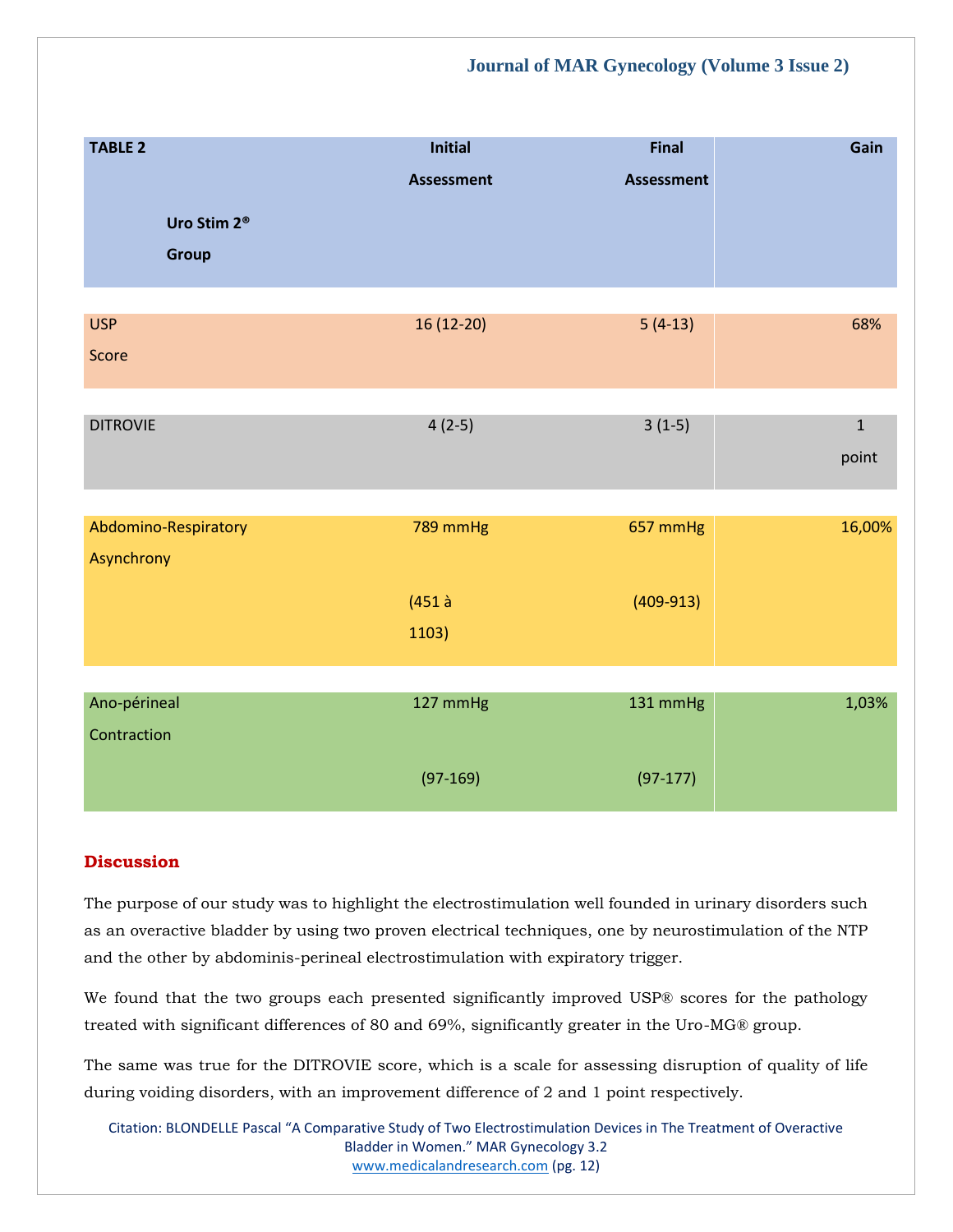| TABLE 2<br>Uro Stim 2® Group | Initial Assessment | Final Assessment | Gain |
|---|---|---|---|
| USP Score | 16 (12-20) | 5 (4-13) | 68% |
| DITROVIE | 4 (2-5) | 3 (1-5) | 1 point |
| Abdomino-Respiratory Asynchrony | 789 mmHg (451 à 1103) | 657 mmHg (409-913) | 16,00% |
| Ano-périneal Contraction | 127 mmHg (97-169) | 131 mmHg (97-177) | 1,03% |

## Discussion

The purpose of our study was to highlight the electrostimulation well founded in urinary disorders such as an overactive bladder by using two proven electrical techniques, one by neurostimulation of the NTP and the other by abdominis-perineal electrostimulation with expiratory trigger.

We found that the two groups each presented significantly improved USP® scores for the pathology treated with significant differences of 80 and 69%, significantly greater in the Uro-MG® group.

The same was true for the DITROVIE score, which is a scale for assessing disruption of quality of life during voiding disorders, with an improvement difference of 2 and 1 point respectively.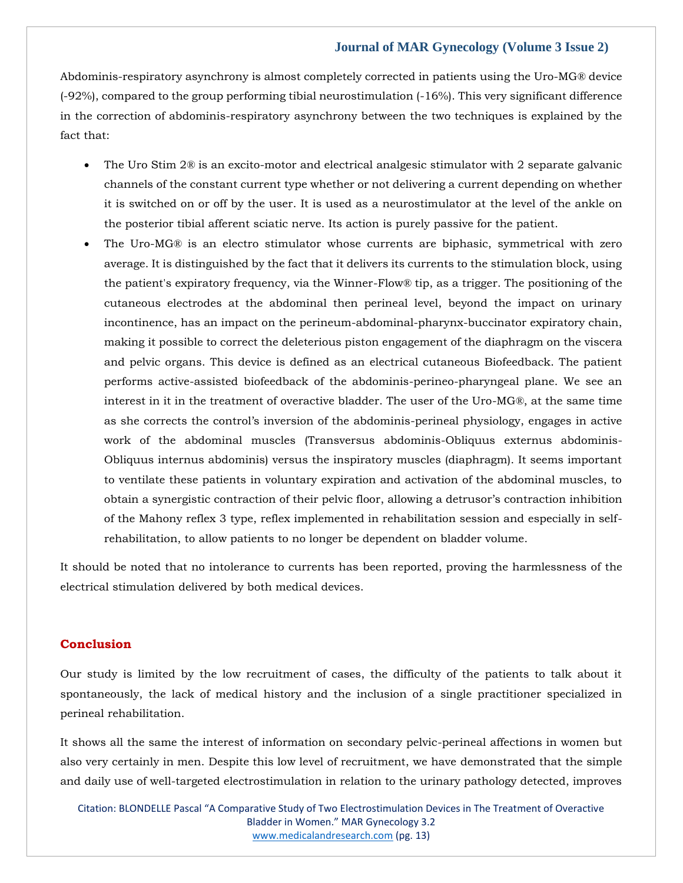Abdominis-respiratory asynchrony is almost completely corrected in patients using the Uro-MG® device (-92%), compared to the group performing tibial neurostimulation (-16%). This very significant difference in the correction of abdominis-respiratory asynchrony between the two techniques is explained by the fact that:

- The Uro Stim 2® is an excito-motor and electrical analgesic stimulator with 2 separate galvanic channels of the constant current type whether or not delivering a current depending on whether it is switched on or off by the user. It is used as a neurostimulator at the level of the ankle on the posterior tibial afferent sciatic nerve. Its action is purely passive for the patient.
- The Uro-MG® is an electro stimulator whose currents are biphasic, symmetrical with zero average. It is distinguished by the fact that it delivers its currents to the stimulation block, using the patient's expiratory frequency, via the Winner-Flow® tip, as a trigger. The positioning of the cutaneous electrodes at the abdominal then perineal level, beyond the impact on urinary incontinence, has an impact on the perineum-abdominal-pharynx-buccinator expiratory chain, making it possible to correct the deleterious piston engagement of the diaphragm on the viscera and pelvic organs. This device is defined as an electrical cutaneous Biofeedback. The patient performs active-assisted biofeedback of the abdominis-perineo-pharyngeal plane. We see an interest in it in the treatment of overactive bladder. The user of the Uro-MG®, at the same time as she corrects the control's inversion of the abdominis-perineal physiology, engages in active work of the abdominal muscles (Transversus abdominis-Obliquus externus abdominis-Obliquus internus abdominis) versus the inspiratory muscles (diaphragm). It seems important to ventilate these patients in voluntary expiration and activation of the abdominal muscles, to obtain a synergistic contraction of their pelvic floor, allowing a detrusor's contraction inhibition of the Mahony reflex 3 type, reflex implemented in rehabilitation session and especially in self-rehabilitation, to allow patients to no longer be dependent on bladder volume.

It should be noted that no intolerance to currents has been reported, proving the harmlessness of the electrical stimulation delivered by both medical devices.

## Conclusion

Our study is limited by the low recruitment of cases, the difficulty of the patients to talk about it spontaneously, the lack of medical history and the inclusion of a single practitioner specialized in perineal rehabilitation.

It shows all the same the interest of information on secondary pelvic-perineal affections in women but also very certainly in men. Despite this low level of recruitment, we have demonstrated that the simple and daily use of well-targeted electrostimulation in relation to the urinary pathology detected, improves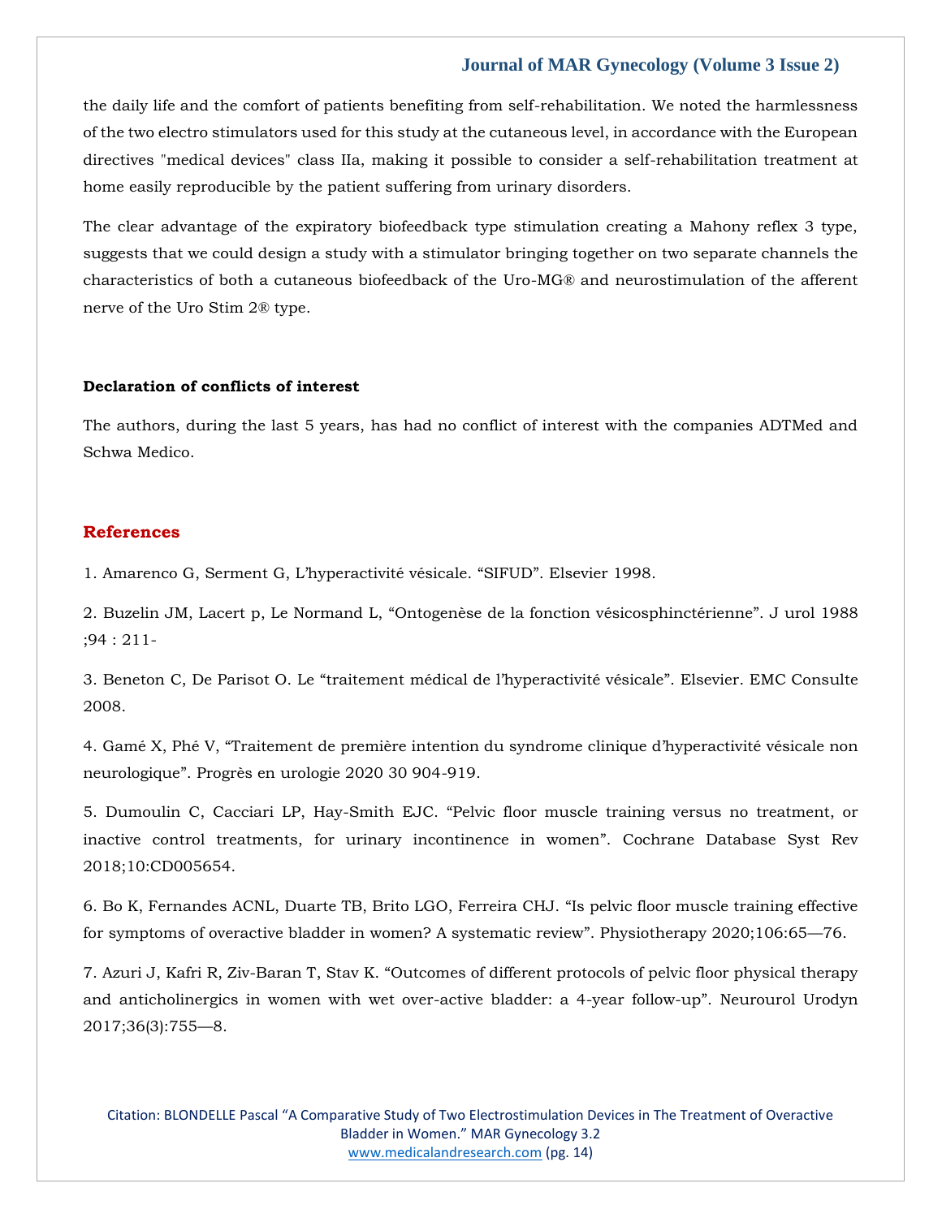the daily life and the comfort of patients benefiting from self-rehabilitation. We noted the harmlessness of the two electro stimulators used for this study at the cutaneous level, in accordance with the European directives "medical devices" class IIa, making it possible to consider a self-rehabilitation treatment at home easily reproducible by the patient suffering from urinary disorders.

The clear advantage of the expiratory biofeedback type stimulation creating a Mahony reflex 3 type, suggests that we could design a study with a stimulator bringing together on two separate channels the characteristics of both a cutaneous biofeedback of the Uro-MG® and neurostimulation of the afferent nerve of the Uro Stim 2® type.

**Declaration of conflicts of interest**

The authors, during the last 5 years, has had no conflict of interest with the companies ADTMed and Schwa Medico.

## References

1. Amarenco G, Serment G, L'hyperactivité vésicale. "SIFUD". Elsevier 1998.

2. Buzelin JM, Lacert p, Le Normand L, "Ontogenèse de la fonction vésicosphinctérienne". J urol 1988 ;94 : 211-

3. Beneton C, De Parisot O. Le "traitement médical de l'hyperactivité vésicale". Elsevier. EMC Consulte 2008.

4. Gamé X, Phé V, "Traitement de première intention du syndrome clinique d'hyperactivité vésicale non neurologique". Progrès en urologie 2020 30 904-919.

5. Dumoulin C, Cacciari LP, Hay-Smith EJC. "Pelvic floor muscle training versus no treatment, or inactive control treatments, for urinary incontinence in women". Cochrane Database Syst Rev 2018;10:CD005654.

6. Bo K, Fernandes ACNL, Duarte TB, Brito LGO, Ferreira CHJ. "Is pelvic floor muscle training effective for symptoms of overactive bladder in women? A systematic review". Physiotherapy 2020;106:65—76.

7. Azuri J, Kafri R, Ziv-Baran T, Stav K. "Outcomes of different protocols of pelvic floor physical therapy and anticholinergics in women with wet over-active bladder: a 4-year follow-up". Neurourol Urodyn 2017;36(3):755—8.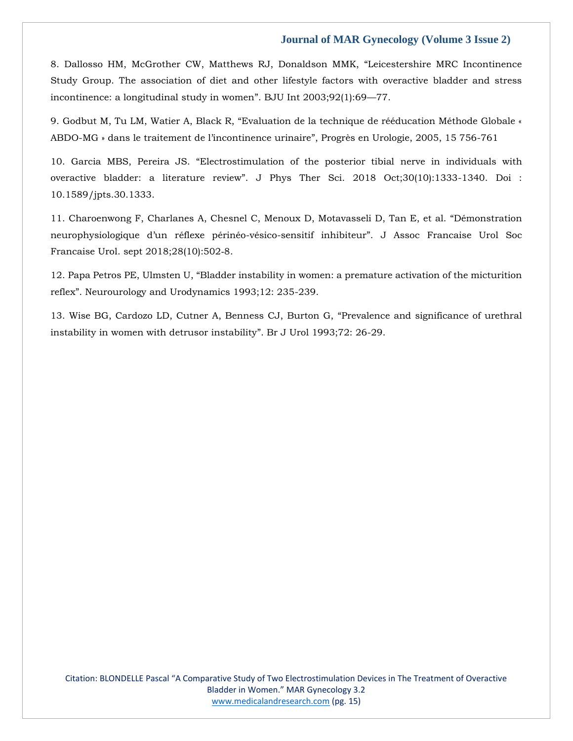8. Dallosso HM, McGrother CW, Matthews RJ, Donaldson MMK, "Leicestershire MRC Incontinence Study Group. The association of diet and other lifestyle factors with overactive bladder and stress incontinence: a longitudinal study in women". BJU Int 2003;92(1):69—77.

9. Godbut M, Tu LM, Watier A, Black R, "Evaluation de la technique de rééducation Méthode Globale « ABDO-MG » dans le traitement de l'incontinence urinaire", Progrès en Urologie, 2005, 15 756-761

10. Garcia MBS, Pereira JS. "Electrostimulation of the posterior tibial nerve in individuals with overactive bladder: a literature review". J Phys Ther Sci. 2018 Oct;30(10):1333-1340. Doi : 10.1589/jpts.30.1333.

11. Charoenwong F, Charlanes A, Chesnel C, Menoux D, Motavasseli D, Tan E, et al. "Démonstration neurophysiologique d'un réflexe périnéo-vésico-sensitif inhibiteur". J Assoc Francaise Urol Soc Francaise Urol. sept 2018;28(10):502-8.

12. Papa Petros PE, Ulmsten U, "Bladder instability in women: a premature activation of the micturition reflex". Neurourology and Urodynamics 1993;12: 235-239.

13. Wise BG, Cardozo LD, Cutner A, Benness CJ, Burton G, "Prevalence and significance of urethral instability in women with detrusor instability". Br J Urol 1993;72: 26-29.